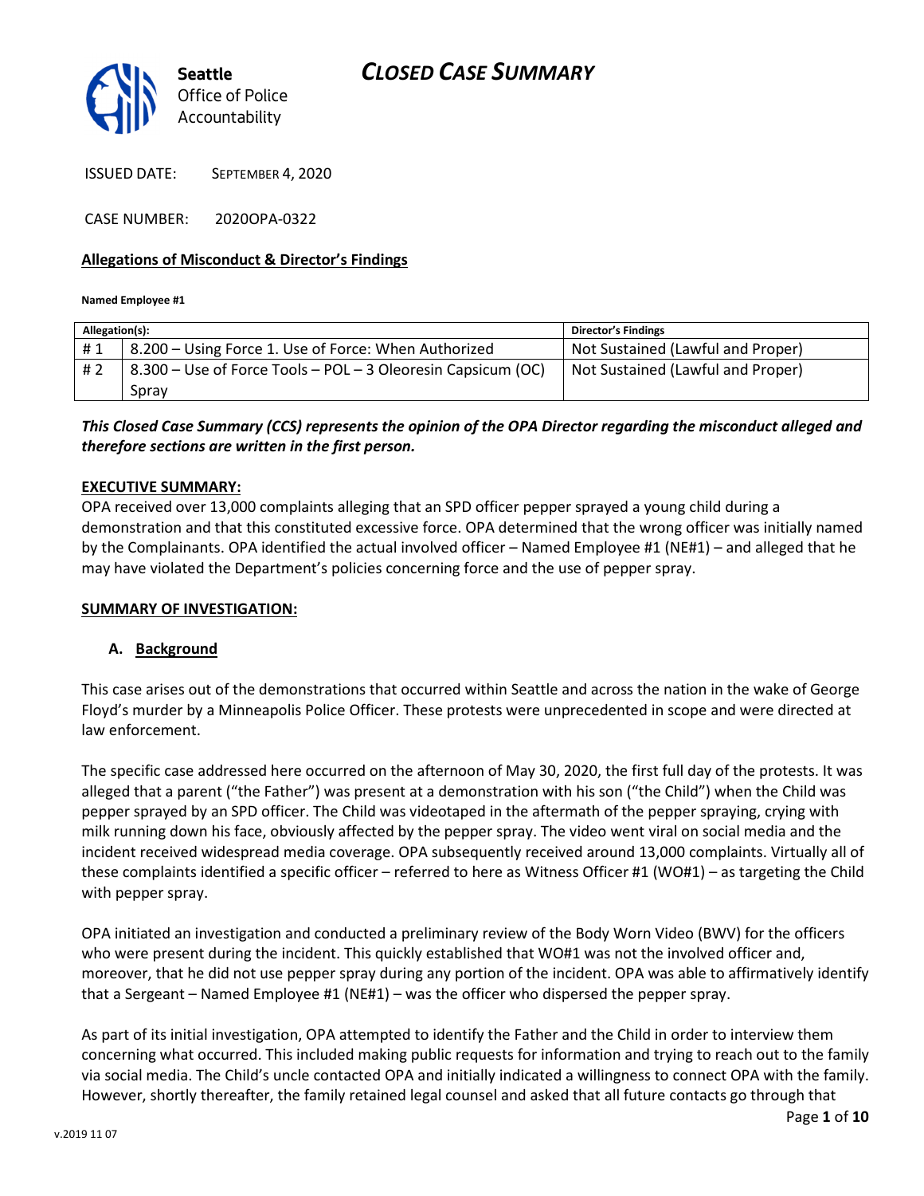# CLOSED CASE SUMMARY

Seattle Office of Police Accountability

ISSUED DATE: SEPTEMBER 4, 2020

CASE NUMBER: 2020OPA-0322

**Allegations of Misconduct & Director's Findings**

**Named Employee #1**

| Allegation(s): | | Director's Findings |
|---|---|---|
| # 1 | 8.200 – Using Force 1. Use of Force: When Authorized | Not Sustained (Lawful and Proper) |
| # 2 | 8.300 – Use of Force Tools – POL – 3 Oleoresin Capsicum (OC) Spray | Not Sustained (Lawful and Proper) |

***This Closed Case Summary (CCS) represents the opinion of the OPA Director regarding the misconduct alleged and therefore sections are written in the first person.***

**EXECUTIVE SUMMARY:**

OPA received over 13,000 complaints alleging that an SPD officer pepper sprayed a young child during a demonstration and that this constituted excessive force. OPA determined that the wrong officer was initially named by the Complainants. OPA identified the actual involved officer – Named Employee #1 (NE#1) – and alleged that he may have violated the Department's policies concerning force and the use of pepper spray.

**SUMMARY OF INVESTIGATION:**

**A. Background**

This case arises out of the demonstrations that occurred within Seattle and across the nation in the wake of George Floyd's murder by a Minneapolis Police Officer. These protests were unprecedented in scope and were directed at law enforcement.

The specific case addressed here occurred on the afternoon of May 30, 2020, the first full day of the protests. It was alleged that a parent ("the Father") was present at a demonstration with his son ("the Child") when the Child was pepper sprayed by an SPD officer. The Child was videotaped in the aftermath of the pepper spraying, crying with milk running down his face, obviously affected by the pepper spray. The video went viral on social media and the incident received widespread media coverage. OPA subsequently received around 13,000 complaints. Virtually all of these complaints identified a specific officer – referred to here as Witness Officer #1 (WO#1) – as targeting the Child with pepper spray.

OPA initiated an investigation and conducted a preliminary review of the Body Worn Video (BWV) for the officers who were present during the incident. This quickly established that WO#1 was not the involved officer and, moreover, that he did not use pepper spray during any portion of the incident. OPA was able to affirmatively identify that a Sergeant – Named Employee #1 (NE#1) – was the officer who dispersed the pepper spray.

As part of its initial investigation, OPA attempted to identify the Father and the Child in order to interview them concerning what occurred. This included making public requests for information and trying to reach out to the family via social media. The Child's uncle contacted OPA and initially indicated a willingness to connect OPA with the family. However, shortly thereafter, the family retained legal counsel and asked that all future contacts go through that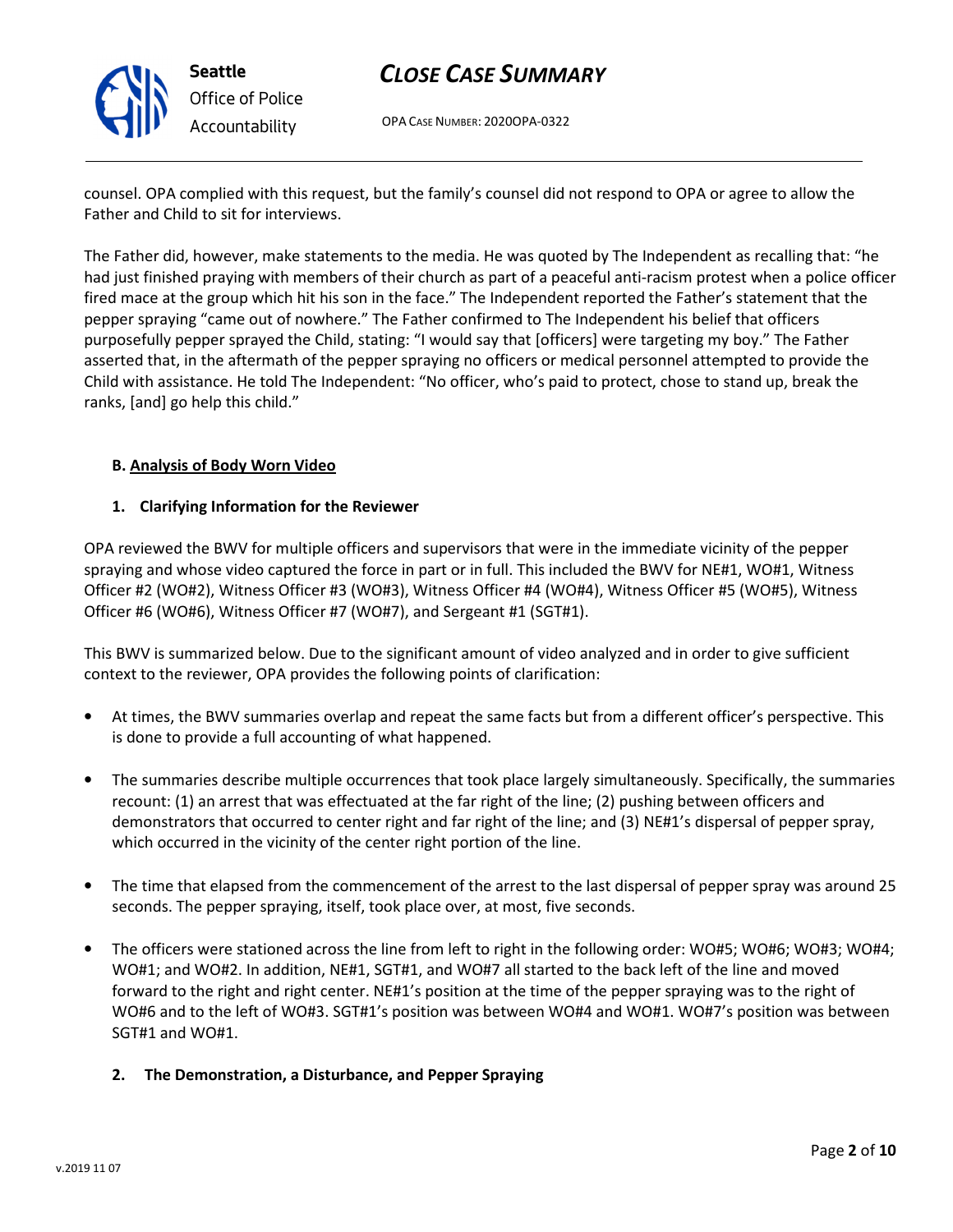counsel. OPA complied with this request, but the family's counsel did not respond to OPA or agree to allow the Father and Child to sit for interviews.

The Father did, however, make statements to the media. He was quoted by The Independent as recalling that: "he had just finished praying with members of their church as part of a peaceful anti-racism protest when a police officer fired mace at the group which hit his son in the face." The Independent reported the Father's statement that the pepper spraying "came out of nowhere." The Father confirmed to The Independent his belief that officers purposefully pepper sprayed the Child, stating: "I would say that [officers] were targeting my boy." The Father asserted that, in the aftermath of the pepper spraying no officers or medical personnel attempted to provide the Child with assistance. He told The Independent: "No officer, who's paid to protect, chose to stand up, break the ranks, [and] go help this child."

### B. Analysis of Body Worn Video

#### 1. Clarifying Information for the Reviewer

OPA reviewed the BWV for multiple officers and supervisors that were in the immediate vicinity of the pepper spraying and whose video captured the force in part or in full. This included the BWV for NE#1, WO#1, Witness Officer #2 (WO#2), Witness Officer #3 (WO#3), Witness Officer #4 (WO#4), Witness Officer #5 (WO#5), Witness Officer #6 (WO#6), Witness Officer #7 (WO#7), and Sergeant #1 (SGT#1).

This BWV is summarized below. Due to the significant amount of video analyzed and in order to give sufficient context to the reviewer, OPA provides the following points of clarification:

- At times, the BWV summaries overlap and repeat the same facts but from a different officer's perspective. This is done to provide a full accounting of what happened.
- The summaries describe multiple occurrences that took place largely simultaneously. Specifically, the summaries recount: (1) an arrest that was effectuated at the far right of the line; (2) pushing between officers and demonstrators that occurred to center right and far right of the line; and (3) NE#1's dispersal of pepper spray, which occurred in the vicinity of the center right portion of the line.
- The time that elapsed from the commencement of the arrest to the last dispersal of pepper spray was around 25 seconds. The pepper spraying, itself, took place over, at most, five seconds.
- The officers were stationed across the line from left to right in the following order: WO#5; WO#6; WO#3; WO#4; WO#1; and WO#2. In addition, NE#1, SGT#1, and WO#7 all started to the back left of the line and moved forward to the right and right center. NE#1's position at the time of the pepper spraying was to the right of WO#6 and to the left of WO#3. SGT#1's position was between WO#4 and WO#1. WO#7's position was between SGT#1 and WO#1.

#### 2. The Demonstration, a Disturbance, and Pepper Spraying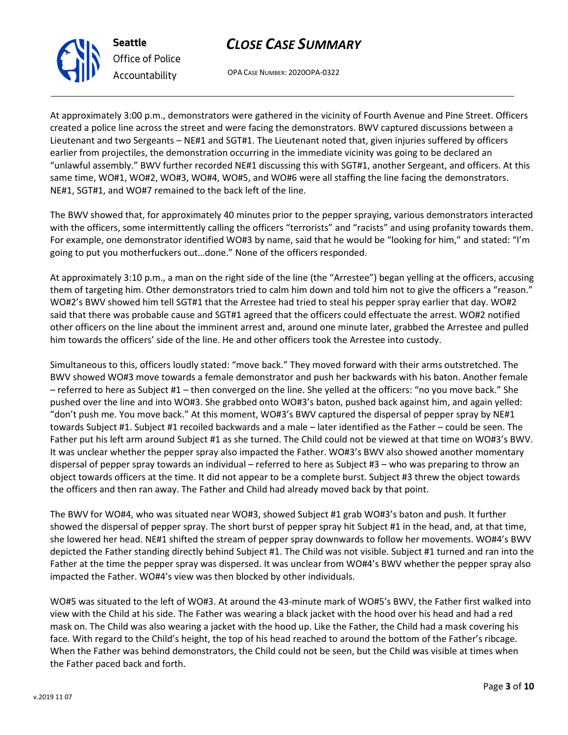At approximately 3:00 p.m., demonstrators were gathered in the vicinity of Fourth Avenue and Pine Street. Officers created a police line across the street and were facing the demonstrators. BWV captured discussions between a Lieutenant and two Sergeants – NE#1 and SGT#1. The Lieutenant noted that, given injuries suffered by officers earlier from projectiles, the demonstration occurring in the immediate vicinity was going to be declared an "unlawful assembly." BWV further recorded NE#1 discussing this with SGT#1, another Sergeant, and officers. At this same time, WO#1, WO#2, WO#3, WO#4, WO#5, and WO#6 were all staffing the line facing the demonstrators. NE#1, SGT#1, and WO#7 remained to the back left of the line.

The BWV showed that, for approximately 40 minutes prior to the pepper spraying, various demonstrators interacted with the officers, some intermittently calling the officers "terrorists" and "racists" and using profanity towards them. For example, one demonstrator identified WO#3 by name, said that he would be "looking for him," and stated: "I'm going to put you motherfuckers out…done." None of the officers responded.

At approximately 3:10 p.m., a man on the right side of the line (the "Arrestee") began yelling at the officers, accusing them of targeting him. Other demonstrators tried to calm him down and told him not to give the officers a "reason." WO#2's BWV showed him tell SGT#1 that the Arrestee had tried to steal his pepper spray earlier that day. WO#2 said that there was probable cause and SGT#1 agreed that the officers could effectuate the arrest. WO#2 notified other officers on the line about the imminent arrest and, around one minute later, grabbed the Arrestee and pulled him towards the officers' side of the line. He and other officers took the Arrestee into custody.

Simultaneous to this, officers loudly stated: "move back." They moved forward with their arms outstretched. The BWV showed WO#3 move towards a female demonstrator and push her backwards with his baton. Another female – referred to here as Subject #1 – then converged on the line. She yelled at the officers: "no you move back." She pushed over the line and into WO#3. She grabbed onto WO#3's baton, pushed back against him, and again yelled: "don't push me. You move back." At this moment, WO#3's BWV captured the dispersal of pepper spray by NE#1 towards Subject #1. Subject #1 recoiled backwards and a male – later identified as the Father – could be seen. The Father put his left arm around Subject #1 as she turned. The Child could not be viewed at that time on WO#3's BWV. It was unclear whether the pepper spray also impacted the Father. WO#3's BWV also showed another momentary dispersal of pepper spray towards an individual – referred to here as Subject #3 – who was preparing to throw an object towards officers at the time. It did not appear to be a complete burst. Subject #3 threw the object towards the officers and then ran away. The Father and Child had already moved back by that point.

The BWV for WO#4, who was situated near WO#3, showed Subject #1 grab WO#3's baton and push. It further showed the dispersal of pepper spray. The short burst of pepper spray hit Subject #1 in the head, and, at that time, she lowered her head. NE#1 shifted the stream of pepper spray downwards to follow her movements. WO#4's BWV depicted the Father standing directly behind Subject #1. The Child was not visible. Subject #1 turned and ran into the Father at the time the pepper spray was dispersed. It was unclear from WO#4's BWV whether the pepper spray also impacted the Father. WO#4's view was then blocked by other individuals.

WO#5 was situated to the left of WO#3. At around the 43-minute mark of WO#5's BWV, the Father first walked into view with the Child at his side. The Father was wearing a black jacket with the hood over his head and had a red mask on. The Child was also wearing a jacket with the hood up. Like the Father, the Child had a mask covering his face. With regard to the Child's height, the top of his head reached to around the bottom of the Father's ribcage. When the Father was behind demonstrators, the Child could not be seen, but the Child was visible at times when the Father paced back and forth.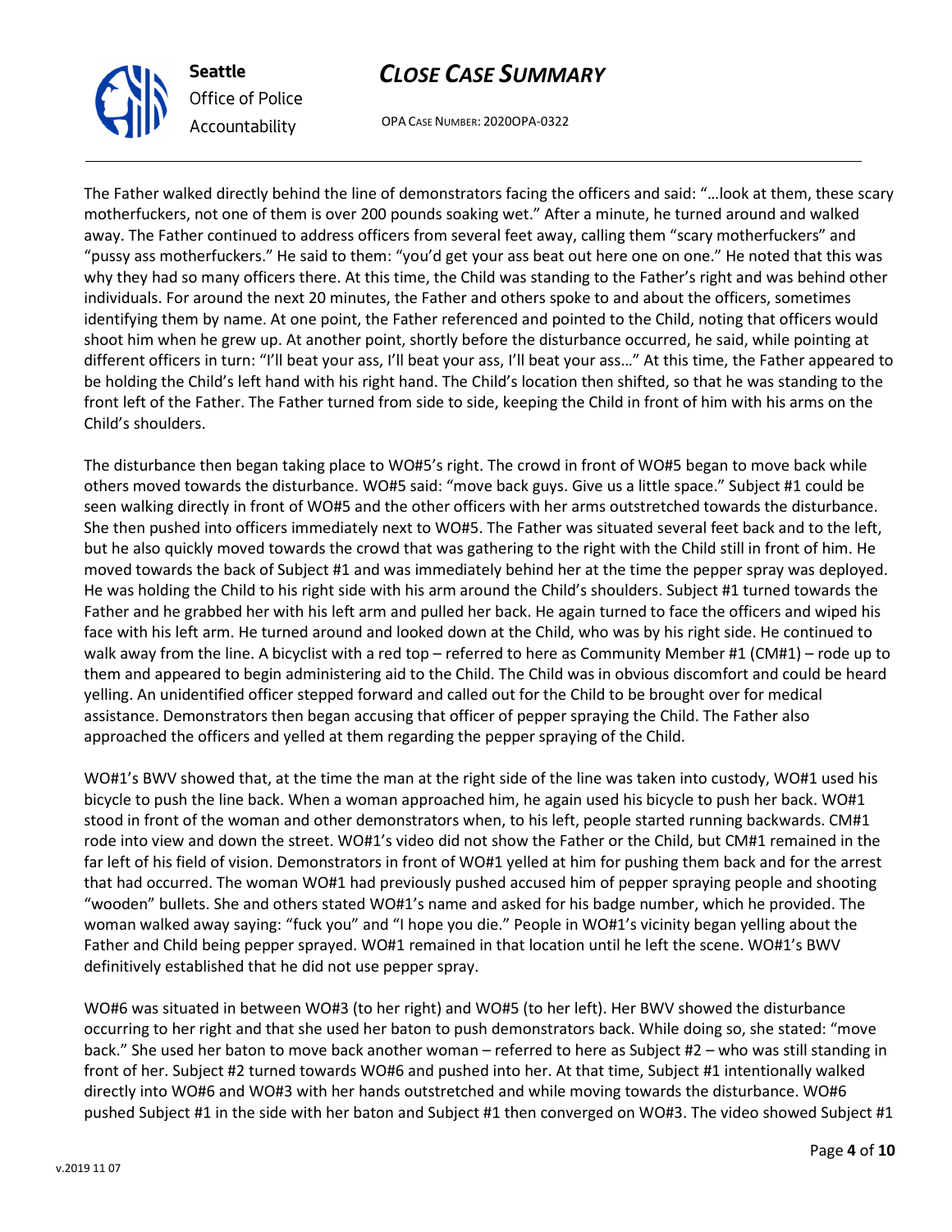The Father walked directly behind the line of demonstrators facing the officers and said: "…look at them, these scary motherfuckers, not one of them is over 200 pounds soaking wet." After a minute, he turned around and walked away. The Father continued to address officers from several feet away, calling them "scary motherfuckers" and "pussy ass motherfuckers." He said to them: "you'd get your ass beat out here one on one." He noted that this was why they had so many officers there. At this time, the Child was standing to the Father's right and was behind other individuals. For around the next 20 minutes, the Father and others spoke to and about the officers, sometimes identifying them by name. At one point, the Father referenced and pointed to the Child, noting that officers would shoot him when he grew up. At another point, shortly before the disturbance occurred, he said, while pointing at different officers in turn: "I'll beat your ass, I'll beat your ass, I'll beat your ass…" At this time, the Father appeared to be holding the Child's left hand with his right hand. The Child's location then shifted, so that he was standing to the front left of the Father. The Father turned from side to side, keeping the Child in front of him with his arms on the Child's shoulders.

The disturbance then began taking place to WO#5's right. The crowd in front of WO#5 began to move back while others moved towards the disturbance. WO#5 said: "move back guys. Give us a little space." Subject #1 could be seen walking directly in front of WO#5 and the other officers with her arms outstretched towards the disturbance. She then pushed into officers immediately next to WO#5. The Father was situated several feet back and to the left, but he also quickly moved towards the crowd that was gathering to the right with the Child still in front of him. He moved towards the back of Subject #1 and was immediately behind her at the time the pepper spray was deployed. He was holding the Child to his right side with his arm around the Child's shoulders. Subject #1 turned towards the Father and he grabbed her with his left arm and pulled her back. He again turned to face the officers and wiped his face with his left arm. He turned around and looked down at the Child, who was by his right side. He continued to walk away from the line. A bicyclist with a red top – referred to here as Community Member #1 (CM#1) – rode up to them and appeared to begin administering aid to the Child. The Child was in obvious discomfort and could be heard yelling. An unidentified officer stepped forward and called out for the Child to be brought over for medical assistance. Demonstrators then began accusing that officer of pepper spraying the Child. The Father also approached the officers and yelled at them regarding the pepper spraying of the Child.

WO#1's BWV showed that, at the time the man at the right side of the line was taken into custody, WO#1 used his bicycle to push the line back. When a woman approached him, he again used his bicycle to push her back. WO#1 stood in front of the woman and other demonstrators when, to his left, people started running backwards. CM#1 rode into view and down the street. WO#1's video did not show the Father or the Child, but CM#1 remained in the far left of his field of vision. Demonstrators in front of WO#1 yelled at him for pushing them back and for the arrest that had occurred. The woman WO#1 had previously pushed accused him of pepper spraying people and shooting "wooden" bullets. She and others stated WO#1's name and asked for his badge number, which he provided. The woman walked away saying: "fuck you" and "I hope you die." People in WO#1's vicinity began yelling about the Father and Child being pepper sprayed. WO#1 remained in that location until he left the scene. WO#1's BWV definitively established that he did not use pepper spray.

WO#6 was situated in between WO#3 (to her right) and WO#5 (to her left). Her BWV showed the disturbance occurring to her right and that she used her baton to push demonstrators back. While doing so, she stated: "move back." She used her baton to move back another woman – referred to here as Subject #2 – who was still standing in front of her. Subject #2 turned towards WO#6 and pushed into her. At that time, Subject #1 intentionally walked directly into WO#6 and WO#3 with her hands outstretched and while moving towards the disturbance. WO#6 pushed Subject #1 in the side with her baton and Subject #1 then converged on WO#3. The video showed Subject #1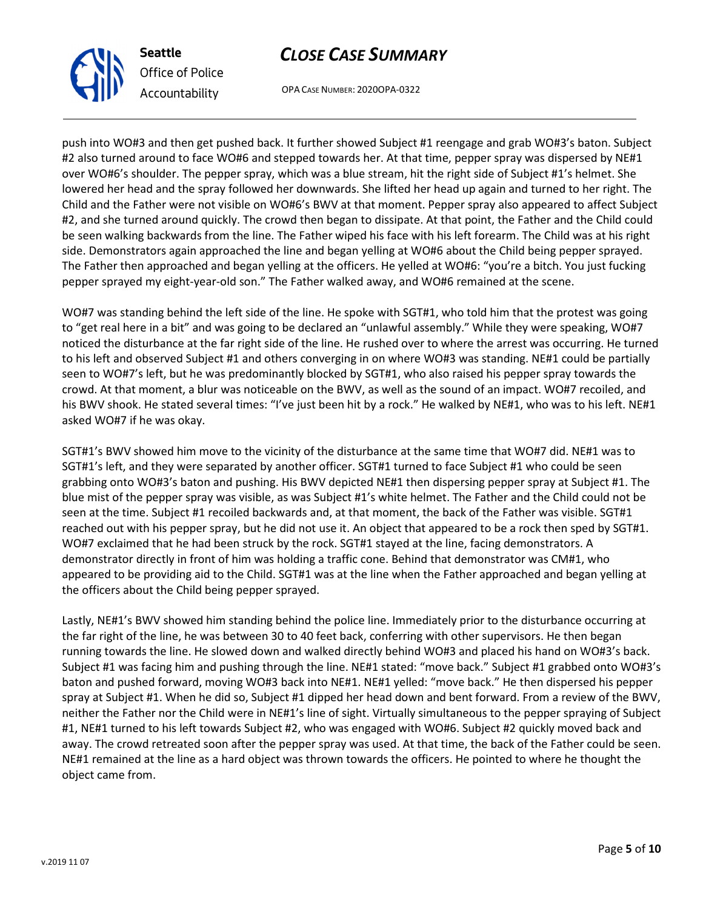push into WO#3 and then get pushed back. It further showed Subject #1 reengage and grab WO#3's baton. Subject #2 also turned around to face WO#6 and stepped towards her. At that time, pepper spray was dispersed by NE#1 over WO#6's shoulder. The pepper spray, which was a blue stream, hit the right side of Subject #1's helmet. She lowered her head and the spray followed her downwards. She lifted her head up again and turned to her right. The Child and the Father were not visible on WO#6's BWV at that moment. Pepper spray also appeared to affect Subject #2, and she turned around quickly. The crowd then began to dissipate. At that point, the Father and the Child could be seen walking backwards from the line. The Father wiped his face with his left forearm. The Child was at his right side. Demonstrators again approached the line and began yelling at WO#6 about the Child being pepper sprayed. The Father then approached and began yelling at the officers. He yelled at WO#6: "you're a bitch. You just fucking pepper sprayed my eight-year-old son." The Father walked away, and WO#6 remained at the scene.

WO#7 was standing behind the left side of the line. He spoke with SGT#1, who told him that the protest was going to "get real here in a bit" and was going to be declared an "unlawful assembly." While they were speaking, WO#7 noticed the disturbance at the far right side of the line. He rushed over to where the arrest was occurring. He turned to his left and observed Subject #1 and others converging in on where WO#3 was standing. NE#1 could be partially seen to WO#7's left, but he was predominantly blocked by SGT#1, who also raised his pepper spray towards the crowd. At that moment, a blur was noticeable on the BWV, as well as the sound of an impact. WO#7 recoiled, and his BWV shook. He stated several times: "I've just been hit by a rock." He walked by NE#1, who was to his left. NE#1 asked WO#7 if he was okay.

SGT#1's BWV showed him move to the vicinity of the disturbance at the same time that WO#7 did. NE#1 was to SGT#1's left, and they were separated by another officer. SGT#1 turned to face Subject #1 who could be seen grabbing onto WO#3's baton and pushing. His BWV depicted NE#1 then dispersing pepper spray at Subject #1. The blue mist of the pepper spray was visible, as was Subject #1's white helmet. The Father and the Child could not be seen at the time. Subject #1 recoiled backwards and, at that moment, the back of the Father was visible. SGT#1 reached out with his pepper spray, but he did not use it. An object that appeared to be a rock then sped by SGT#1. WO#7 exclaimed that he had been struck by the rock. SGT#1 stayed at the line, facing demonstrators. A demonstrator directly in front of him was holding a traffic cone. Behind that demonstrator was CM#1, who appeared to be providing aid to the Child. SGT#1 was at the line when the Father approached and began yelling at the officers about the Child being pepper sprayed.

Lastly, NE#1's BWV showed him standing behind the police line. Immediately prior to the disturbance occurring at the far right of the line, he was between 30 to 40 feet back, conferring with other supervisors. He then began running towards the line. He slowed down and walked directly behind WO#3 and placed his hand on WO#3's back. Subject #1 was facing him and pushing through the line. NE#1 stated: "move back." Subject #1 grabbed onto WO#3's baton and pushed forward, moving WO#3 back into NE#1. NE#1 yelled: "move back." He then dispersed his pepper spray at Subject #1. When he did so, Subject #1 dipped her head down and bent forward. From a review of the BWV, neither the Father nor the Child were in NE#1's line of sight. Virtually simultaneous to the pepper spraying of Subject #1, NE#1 turned to his left towards Subject #2, who was engaged with WO#6. Subject #2 quickly moved back and away. The crowd retreated soon after the pepper spray was used. At that time, the back of the Father could be seen. NE#1 remained at the line as a hard object was thrown towards the officers. He pointed to where he thought the object came from.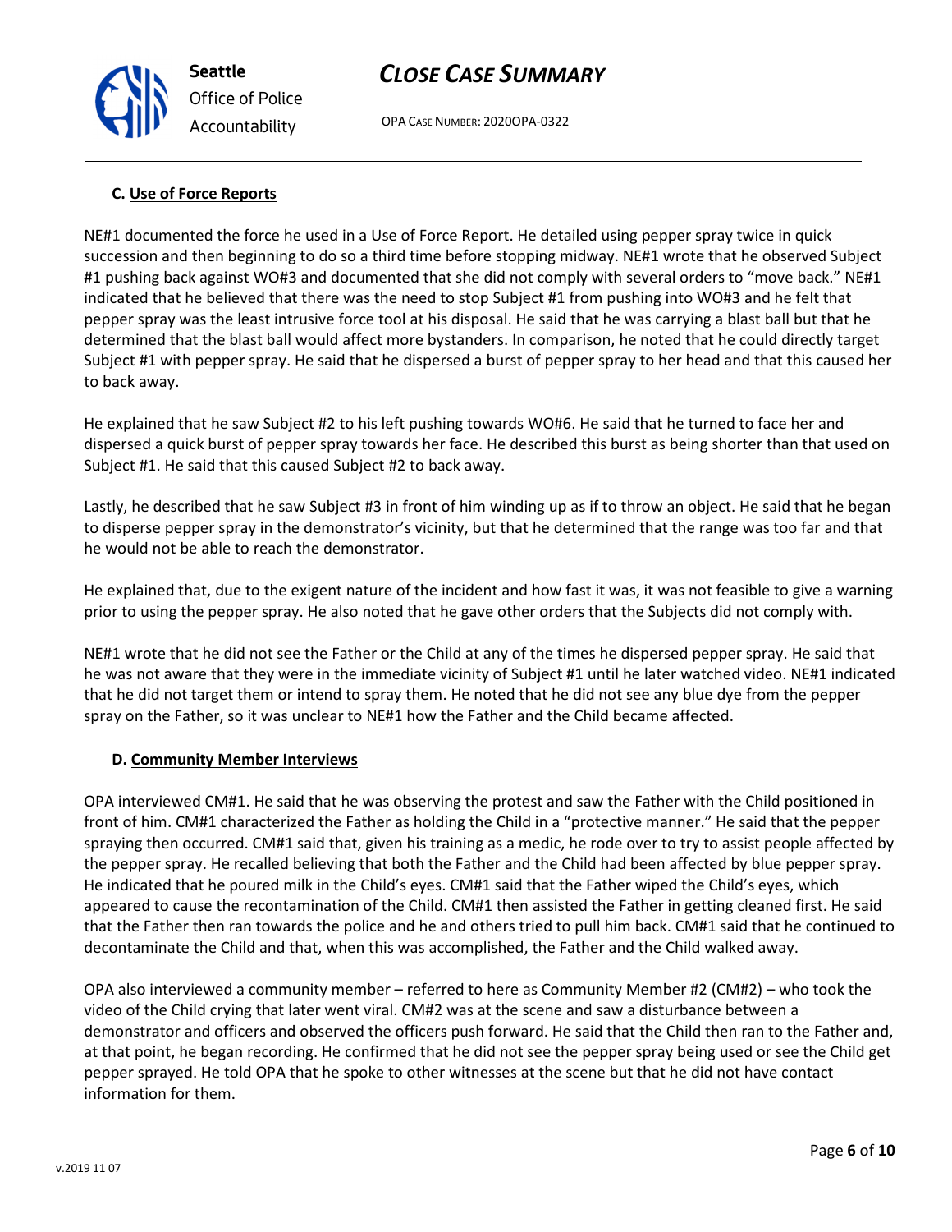### C. Use of Force Reports

NE#1 documented the force he used in a Use of Force Report. He detailed using pepper spray twice in quick succession and then beginning to do so a third time before stopping midway. NE#1 wrote that he observed Subject #1 pushing back against WO#3 and documented that she did not comply with several orders to "move back." NE#1 indicated that he believed that there was the need to stop Subject #1 from pushing into WO#3 and he felt that pepper spray was the least intrusive force tool at his disposal. He said that he was carrying a blast ball but that he determined that the blast ball would affect more bystanders. In comparison, he noted that he could directly target Subject #1 with pepper spray. He said that he dispersed a burst of pepper spray to her head and that this caused her to back away.

He explained that he saw Subject #2 to his left pushing towards WO#6. He said that he turned to face her and dispersed a quick burst of pepper spray towards her face. He described this burst as being shorter than that used on Subject #1. He said that this caused Subject #2 to back away.

Lastly, he described that he saw Subject #3 in front of him winding up as if to throw an object. He said that he began to disperse pepper spray in the demonstrator's vicinity, but that he determined that the range was too far and that he would not be able to reach the demonstrator.

He explained that, due to the exigent nature of the incident and how fast it was, it was not feasible to give a warning prior to using the pepper spray. He also noted that he gave other orders that the Subjects did not comply with.

NE#1 wrote that he did not see the Father or the Child at any of the times he dispersed pepper spray. He said that he was not aware that they were in the immediate vicinity of Subject #1 until he later watched video. NE#1 indicated that he did not target them or intend to spray them. He noted that he did not see any blue dye from the pepper spray on the Father, so it was unclear to NE#1 how the Father and the Child became affected.

### D. Community Member Interviews

OPA interviewed CM#1. He said that he was observing the protest and saw the Father with the Child positioned in front of him. CM#1 characterized the Father as holding the Child in a "protective manner." He said that the pepper spraying then occurred. CM#1 said that, given his training as a medic, he rode over to try to assist people affected by the pepper spray. He recalled believing that both the Father and the Child had been affected by blue pepper spray. He indicated that he poured milk in the Child's eyes. CM#1 said that the Father wiped the Child's eyes, which appeared to cause the recontamination of the Child. CM#1 then assisted the Father in getting cleaned first. He said that the Father then ran towards the police and he and others tried to pull him back. CM#1 said that he continued to decontaminate the Child and that, when this was accomplished, the Father and the Child walked away.

OPA also interviewed a community member – referred to here as Community Member #2 (CM#2) – who took the video of the Child crying that later went viral. CM#2 was at the scene and saw a disturbance between a demonstrator and officers and observed the officers push forward. He said that the Child then ran to the Father and, at that point, he began recording. He confirmed that he did not see the pepper spray being used or see the Child get pepper sprayed. He told OPA that he spoke to other witnesses at the scene but that he did not have contact information for them.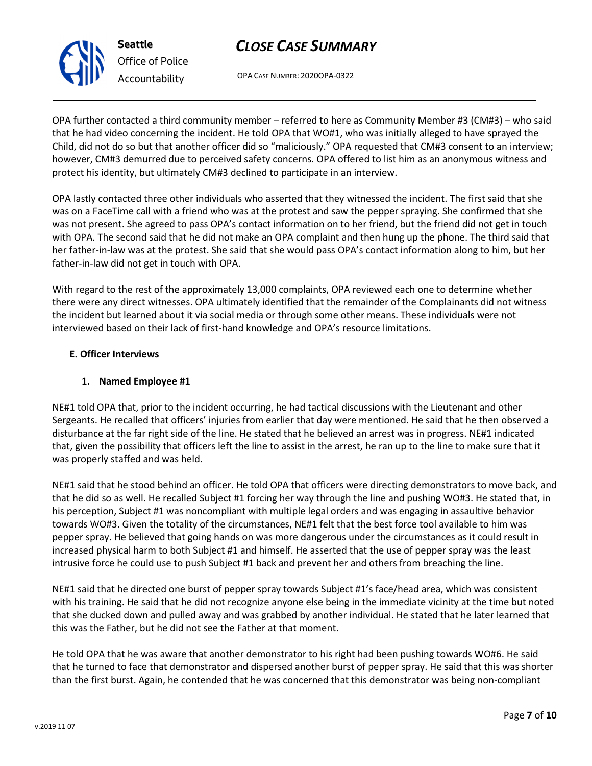OPA further contacted a third community member – referred to here as Community Member #3 (CM#3) – who said that he had video concerning the incident. He told OPA that WO#1, who was initially alleged to have sprayed the Child, did not do so but that another officer did so "maliciously." OPA requested that CM#3 consent to an interview; however, CM#3 demurred due to perceived safety concerns. OPA offered to list him as an anonymous witness and protect his identity, but ultimately CM#3 declined to participate in an interview.

OPA lastly contacted three other individuals who asserted that they witnessed the incident. The first said that she was on a FaceTime call with a friend who was at the protest and saw the pepper spraying. She confirmed that she was not present. She agreed to pass OPA's contact information on to her friend, but the friend did not get in touch with OPA. The second said that he did not make an OPA complaint and then hung up the phone. The third said that her father-in-law was at the protest. She said that she would pass OPA's contact information along to him, but her father-in-law did not get in touch with OPA.

With regard to the rest of the approximately 13,000 complaints, OPA reviewed each one to determine whether there were any direct witnesses. OPA ultimately identified that the remainder of the Complainants did not witness the incident but learned about it via social media or through some other means. These individuals were not interviewed based on their lack of first-hand knowledge and OPA's resource limitations.

### E. Officer Interviews

#### 1. Named Employee #1

NE#1 told OPA that, prior to the incident occurring, he had tactical discussions with the Lieutenant and other Sergeants. He recalled that officers' injuries from earlier that day were mentioned. He said that he then observed a disturbance at the far right side of the line. He stated that he believed an arrest was in progress. NE#1 indicated that, given the possibility that officers left the line to assist in the arrest, he ran up to the line to make sure that it was properly staffed and was held.

NE#1 said that he stood behind an officer. He told OPA that officers were directing demonstrators to move back, and that he did so as well. He recalled Subject #1 forcing her way through the line and pushing WO#3. He stated that, in his perception, Subject #1 was noncompliant with multiple legal orders and was engaging in assaultive behavior towards WO#3. Given the totality of the circumstances, NE#1 felt that the best force tool available to him was pepper spray. He believed that going hands on was more dangerous under the circumstances as it could result in increased physical harm to both Subject #1 and himself. He asserted that the use of pepper spray was the least intrusive force he could use to push Subject #1 back and prevent her and others from breaching the line.

NE#1 said that he directed one burst of pepper spray towards Subject #1's face/head area, which was consistent with his training. He said that he did not recognize anyone else being in the immediate vicinity at the time but noted that she ducked down and pulled away and was grabbed by another individual. He stated that he later learned that this was the Father, but he did not see the Father at that moment.

He told OPA that he was aware that another demonstrator to his right had been pushing towards WO#6. He said that he turned to face that demonstrator and dispersed another burst of pepper spray. He said that this was shorter than the first burst. Again, he contended that he was concerned that this demonstrator was being non-compliant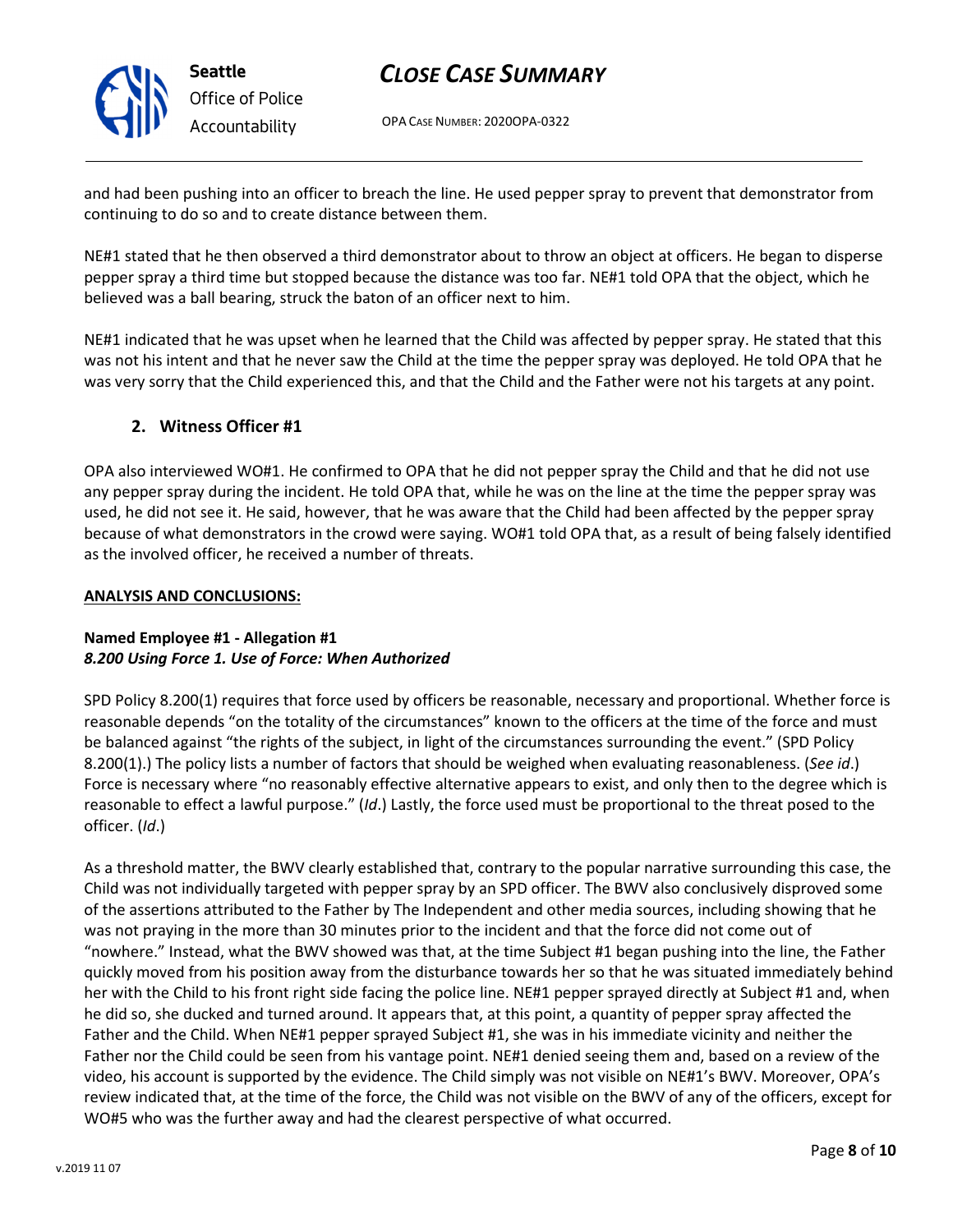and had been pushing into an officer to breach the line. He used pepper spray to prevent that demonstrator from continuing to do so and to create distance between them.

NE#1 stated that he then observed a third demonstrator about to throw an object at officers. He began to disperse pepper spray a third time but stopped because the distance was too far. NE#1 told OPA that the object, which he believed was a ball bearing, struck the baton of an officer next to him.

NE#1 indicated that he was upset when he learned that the Child was affected by pepper spray. He stated that this was not his intent and that he never saw the Child at the time the pepper spray was deployed. He told OPA that he was very sorry that the Child experienced this, and that the Child and the Father were not his targets at any point.

### 2. Witness Officer #1

OPA also interviewed WO#1. He confirmed to OPA that he did not pepper spray the Child and that he did not use any pepper spray during the incident. He told OPA that, while he was on the line at the time the pepper spray was used, he did not see it. He said, however, that he was aware that the Child had been affected by the pepper spray because of what demonstrators in the crowd were saying. WO#1 told OPA that, as a result of being falsely identified as the involved officer, he received a number of threats.

## ANALYSIS AND CONCLUSIONS:

**Named Employee #1 - Allegation #1**
***8.200 Using Force 1. Use of Force: When Authorized***

SPD Policy 8.200(1) requires that force used by officers be reasonable, necessary and proportional. Whether force is reasonable depends "on the totality of the circumstances" known to the officers at the time of the force and must be balanced against "the rights of the subject, in light of the circumstances surrounding the event." (SPD Policy 8.200(1).) The policy lists a number of factors that should be weighed when evaluating reasonableness. (*See id*.) Force is necessary where "no reasonably effective alternative appears to exist, and only then to the degree which is reasonable to effect a lawful purpose." (*Id*.) Lastly, the force used must be proportional to the threat posed to the officer. (*Id*.)

As a threshold matter, the BWV clearly established that, contrary to the popular narrative surrounding this case, the Child was not individually targeted with pepper spray by an SPD officer. The BWV also conclusively disproved some of the assertions attributed to the Father by The Independent and other media sources, including showing that he was not praying in the more than 30 minutes prior to the incident and that the force did not come out of "nowhere." Instead, what the BWV showed was that, at the time Subject #1 began pushing into the line, the Father quickly moved from his position away from the disturbance towards her so that he was situated immediately behind her with the Child to his front right side facing the police line. NE#1 pepper sprayed directly at Subject #1 and, when he did so, she ducked and turned around. It appears that, at this point, a quantity of pepper spray affected the Father and the Child. When NE#1 pepper sprayed Subject #1, she was in his immediate vicinity and neither the Father nor the Child could be seen from his vantage point. NE#1 denied seeing them and, based on a review of the video, his account is supported by the evidence. The Child simply was not visible on NE#1's BWV. Moreover, OPA's review indicated that, at the time of the force, the Child was not visible on the BWV of any of the officers, except for WO#5 who was the further away and had the clearest perspective of what occurred.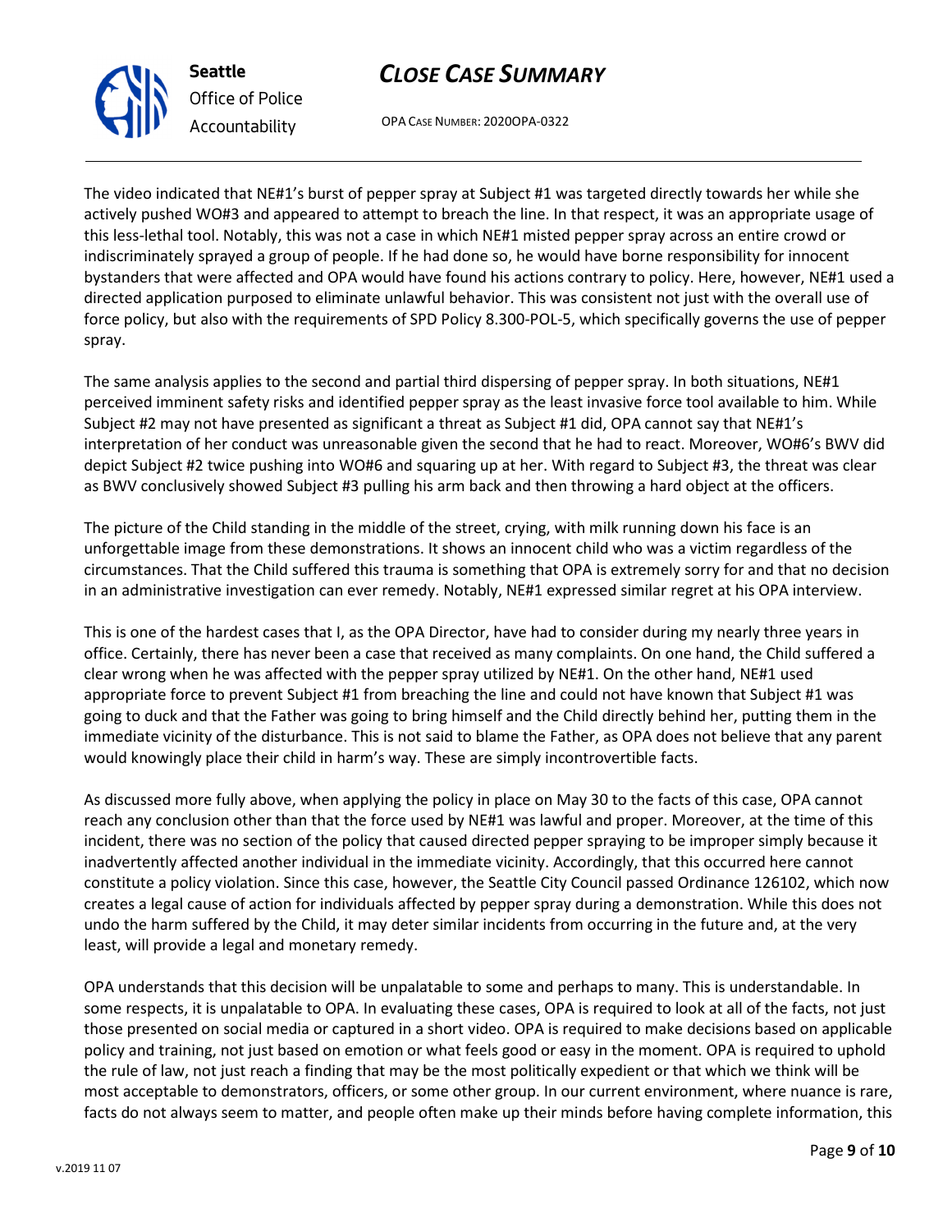The video indicated that NE#1's burst of pepper spray at Subject #1 was targeted directly towards her while she actively pushed WO#3 and appeared to attempt to breach the line. In that respect, it was an appropriate usage of this less-lethal tool. Notably, this was not a case in which NE#1 misted pepper spray across an entire crowd or indiscriminately sprayed a group of people. If he had done so, he would have borne responsibility for innocent bystanders that were affected and OPA would have found his actions contrary to policy. Here, however, NE#1 used a directed application purposed to eliminate unlawful behavior. This was consistent not just with the overall use of force policy, but also with the requirements of SPD Policy 8.300-POL-5, which specifically governs the use of pepper spray.

The same analysis applies to the second and partial third dispersing of pepper spray. In both situations, NE#1 perceived imminent safety risks and identified pepper spray as the least invasive force tool available to him. While Subject #2 may not have presented as significant a threat as Subject #1 did, OPA cannot say that NE#1's interpretation of her conduct was unreasonable given the second that he had to react. Moreover, WO#6's BWV did depict Subject #2 twice pushing into WO#6 and squaring up at her. With regard to Subject #3, the threat was clear as BWV conclusively showed Subject #3 pulling his arm back and then throwing a hard object at the officers.

The picture of the Child standing in the middle of the street, crying, with milk running down his face is an unforgettable image from these demonstrations. It shows an innocent child who was a victim regardless of the circumstances. That the Child suffered this trauma is something that OPA is extremely sorry for and that no decision in an administrative investigation can ever remedy. Notably, NE#1 expressed similar regret at his OPA interview.

This is one of the hardest cases that I, as the OPA Director, have had to consider during my nearly three years in office. Certainly, there has never been a case that received as many complaints. On one hand, the Child suffered a clear wrong when he was affected with the pepper spray utilized by NE#1. On the other hand, NE#1 used appropriate force to prevent Subject #1 from breaching the line and could not have known that Subject #1 was going to duck and that the Father was going to bring himself and the Child directly behind her, putting them in the immediate vicinity of the disturbance. This is not said to blame the Father, as OPA does not believe that any parent would knowingly place their child in harm's way. These are simply incontrovertible facts.

As discussed more fully above, when applying the policy in place on May 30 to the facts of this case, OPA cannot reach any conclusion other than that the force used by NE#1 was lawful and proper. Moreover, at the time of this incident, there was no section of the policy that caused directed pepper spraying to be improper simply because it inadvertently affected another individual in the immediate vicinity. Accordingly, that this occurred here cannot constitute a policy violation. Since this case, however, the Seattle City Council passed Ordinance 126102, which now creates a legal cause of action for individuals affected by pepper spray during a demonstration. While this does not undo the harm suffered by the Child, it may deter similar incidents from occurring in the future and, at the very least, will provide a legal and monetary remedy.

OPA understands that this decision will be unpalatable to some and perhaps to many. This is understandable. In some respects, it is unpalatable to OPA. In evaluating these cases, OPA is required to look at all of the facts, not just those presented on social media or captured in a short video. OPA is required to make decisions based on applicable policy and training, not just based on emotion or what feels good or easy in the moment. OPA is required to uphold the rule of law, not just reach a finding that may be the most politically expedient or that which we think will be most acceptable to demonstrators, officers, or some other group. In our current environment, where nuance is rare, facts do not always seem to matter, and people often make up their minds before having complete information, this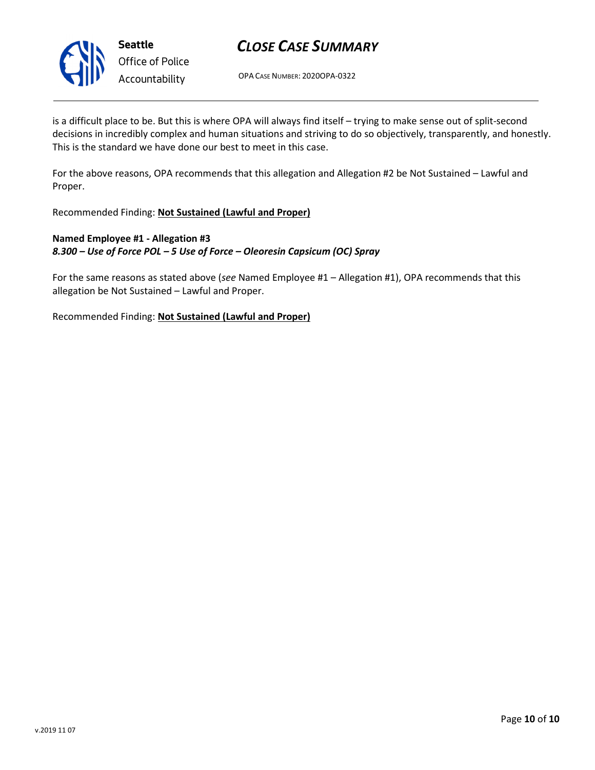is a difficult place to be. But this is where OPA will always find itself – trying to make sense out of split-second decisions in incredibly complex and human situations and striving to do so objectively, transparently, and honestly. This is the standard we have done our best to meet in this case.

For the above reasons, OPA recommends that this allegation and Allegation #2 be Not Sustained – Lawful and Proper.

Recommended Finding: **Not Sustained (Lawful and Proper)**

**Named Employee #1 - Allegation #3**
***8.300 – Use of Force POL – 5 Use of Force – Oleoresin Capsicum (OC) Spray***

For the same reasons as stated above (*see* Named Employee #1 – Allegation #1), OPA recommends that this allegation be Not Sustained – Lawful and Proper.

Recommended Finding: **Not Sustained (Lawful and Proper)**